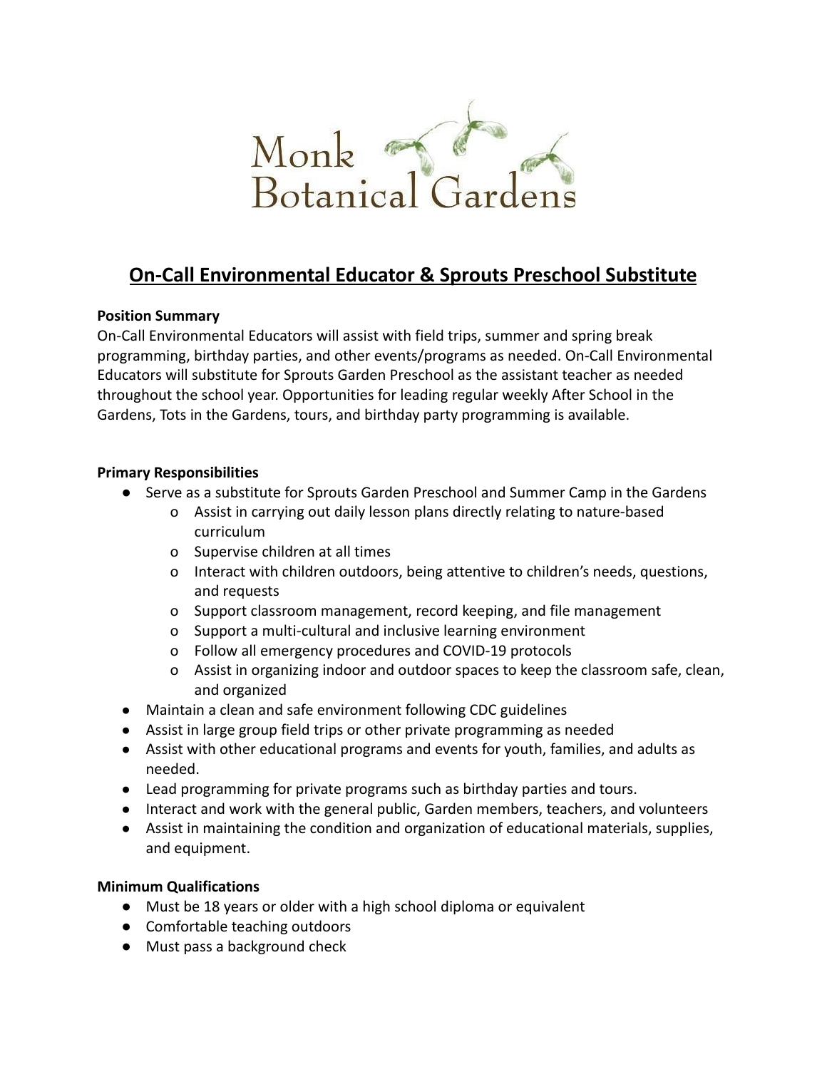Monk Botanical Gardens

# On-Call Environmental Educator & Sprouts Preschool Substitute

**Position Summary**

On-Call Environmental Educators will assist with field trips, summer and spring break programming, birthday parties, and other events/programs as needed. On-Call Environmental Educators will substitute for Sprouts Garden Preschool as the assistant teacher as needed throughout the school year. Opportunities for leading regular weekly After School in the Gardens, Tots in the Gardens, tours, and birthday party programming is available.

**Primary Responsibilities**

- Serve as a substitute for Sprouts Garden Preschool and Summer Camp in the Gardens
  - Assist in carrying out daily lesson plans directly relating to nature-based curriculum
  - Supervise children at all times
  - Interact with children outdoors, being attentive to children's needs, questions, and requests
  - Support classroom management, record keeping, and file management
  - Support a multi-cultural and inclusive learning environment
  - Follow all emergency procedures and COVID-19 protocols
  - Assist in organizing indoor and outdoor spaces to keep the classroom safe, clean, and organized
- Maintain a clean and safe environment following CDC guidelines
- Assist in large group field trips or other private programming as needed
- Assist with other educational programs and events for youth, families, and adults as needed.
- Lead programming for private programs such as birthday parties and tours.
- Interact and work with the general public, Garden members, teachers, and volunteers
- Assist in maintaining the condition and organization of educational materials, supplies, and equipment.

**Minimum Qualifications**

- Must be 18 years or older with a high school diploma or equivalent
- Comfortable teaching outdoors
- Must pass a background check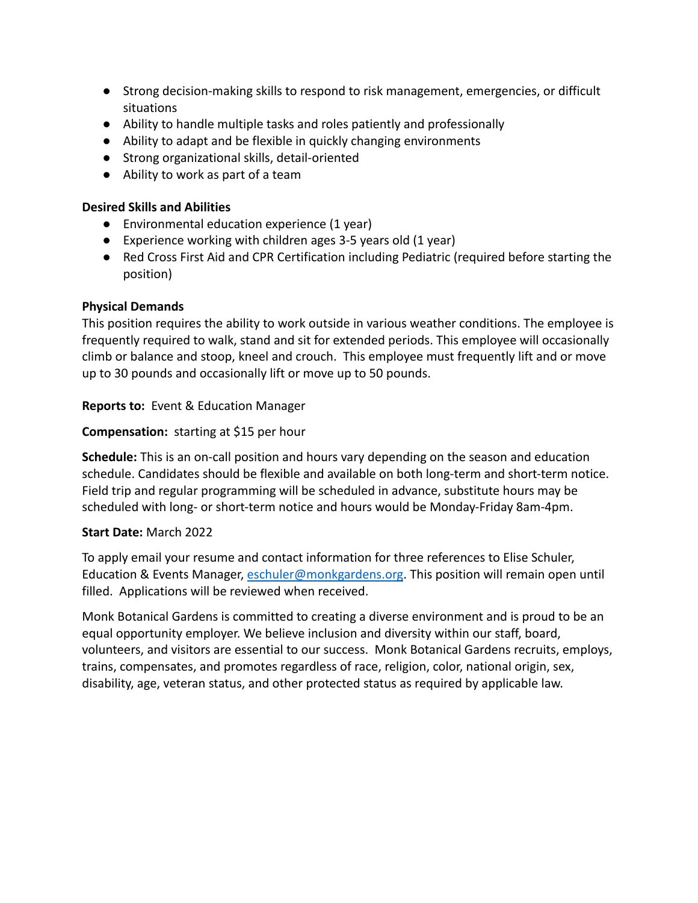- Strong decision-making skills to respond to risk management, emergencies, or difficult situations
- Ability to handle multiple tasks and roles patiently and professionally
- Ability to adapt and be flexible in quickly changing environments
- Strong organizational skills, detail-oriented
- Ability to work as part of a team

**Desired Skills and Abilities**

- Environmental education experience (1 year)
- Experience working with children ages 3-5 years old (1 year)
- Red Cross First Aid and CPR Certification including Pediatric (required before starting the position)

**Physical Demands**

This position requires the ability to work outside in various weather conditions. The employee is frequently required to walk, stand and sit for extended periods. This employee will occasionally climb or balance and stoop, kneel and crouch. This employee must frequently lift and or move up to 30 pounds and occasionally lift or move up to 50 pounds.

**Reports to:** Event & Education Manager

**Compensation:** starting at $15 per hour

**Schedule:** This is an on-call position and hours vary depending on the season and education schedule. Candidates should be flexible and available on both long-term and short-term notice. Field trip and regular programming will be scheduled in advance, substitute hours may be scheduled with long- or short-term notice and hours would be Monday-Friday 8am-4pm.

**Start Date:** March 2022

To apply email your resume and contact information for three references to Elise Schuler, Education & Events Manager, eschuler@monkgardens.org. This position will remain open until filled. Applications will be reviewed when received.

Monk Botanical Gardens is committed to creating a diverse environment and is proud to be an equal opportunity employer. We believe inclusion and diversity within our staff, board, volunteers, and visitors are essential to our success. Monk Botanical Gardens recruits, employs, trains, compensates, and promotes regardless of race, religion, color, national origin, sex, disability, age, veteran status, and other protected status as required by applicable law.